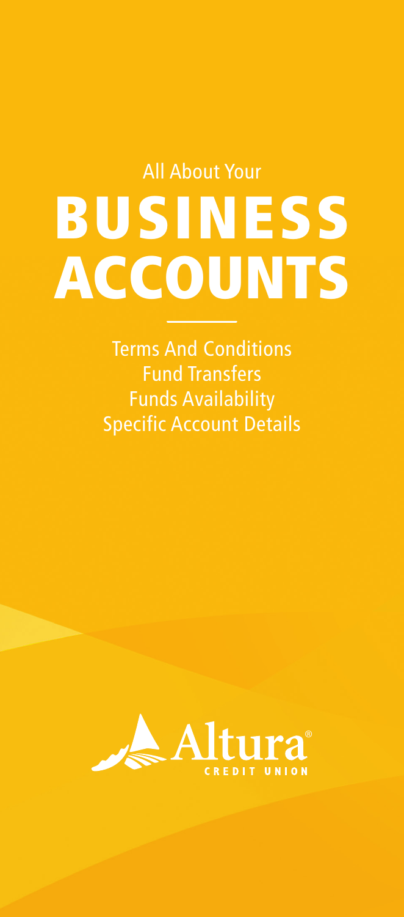All About Your

# BUSINESS ACCOUNTS

Terms And Conditions
Fund Transfers
Funds Availability
Specific Account Details

Altura® CREDIT UNION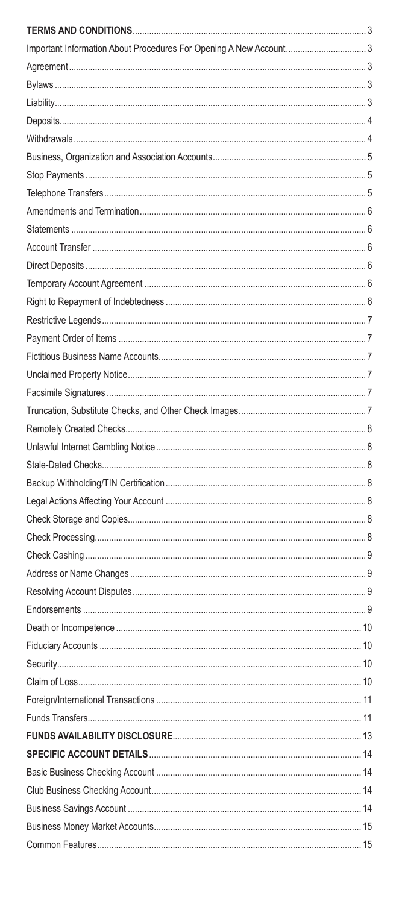| | |
|---|---|
| **TERMS AND CONDITIONS** | 3 |
| Important Information About Procedures For Opening A New Account | 3 |
| Agreement | 3 |
| Bylaws | 3 |
| Liability | 3 |
| Deposits | 4 |
| Withdrawals | 4 |
| Business, Organization and Association Accounts | 5 |
| Stop Payments | 5 |
| Telephone Transfers | 5 |
| Amendments and Termination | 6 |
| Statements | 6 |
| Account Transfer | 6 |
| Direct Deposits | 6 |
| Temporary Account Agreement | 6 |
| Right to Repayment of Indebtedness | 6 |
| Restrictive Legends | 7 |
| Payment Order of Items | 7 |
| Fictitious Business Name Accounts | 7 |
| Unclaimed Property Notice | 7 |
| Facsimile Signatures | 7 |
| Truncation, Substitute Checks, and Other Check Images | 7 |
| Remotely Created Checks | 8 |
| Unlawful Internet Gambling Notice | 8 |
| Stale-Dated Checks | 8 |
| Backup Withholding/TIN Certification | 8 |
| Legal Actions Affecting Your Account | 8 |
| Check Storage and Copies | 8 |
| Check Processing | 8 |
| Check Cashing | 9 |
| Address or Name Changes | 9 |
| Resolving Account Disputes | 9 |
| Endorsements | 9 |
| Death or Incompetence | 10 |
| Fiduciary Accounts | 10 |
| Security | 10 |
| Claim of Loss | 10 |
| Foreign/International Transactions | 11 |
| Funds Transfers | 11 |
| **FUNDS AVAILABILITY DISCLOSURE** | 13 |
| **SPECIFIC ACCOUNT DETAILS** | 14 |
| Basic Business Checking Account | 14 |
| Club Business Checking Account | 14 |
| Business Savings Account | 14 |
| Business Money Market Accounts | 15 |
| Common Features | 15 |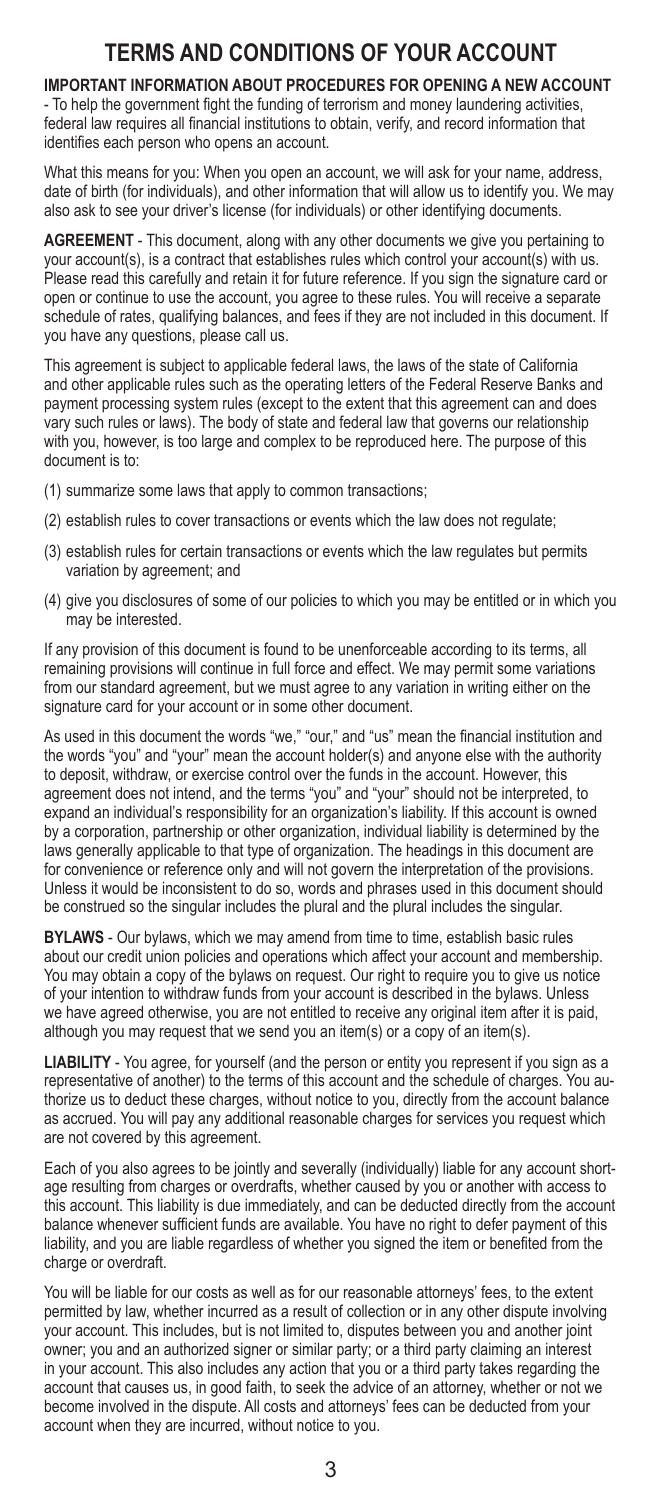# TERMS AND CONDITIONS OF YOUR ACCOUNT

**IMPORTANT INFORMATION ABOUT PROCEDURES FOR OPENING A NEW ACCOUNT** - To help the government fight the funding of terrorism and money laundering activities, federal law requires all financial institutions to obtain, verify, and record information that identifies each person who opens an account.

What this means for you: When you open an account, we will ask for your name, address, date of birth (for individuals), and other information that will allow us to identify you. We may also ask to see your driver's license (for individuals) or other identifying documents.

**AGREEMENT** - This document, along with any other documents we give you pertaining to your account(s), is a contract that establishes rules which control your account(s) with us. Please read this carefully and retain it for future reference. If you sign the signature card or open or continue to use the account, you agree to these rules. You will receive a separate schedule of rates, qualifying balances, and fees if they are not included in this document. If you have any questions, please call us.

This agreement is subject to applicable federal laws, the laws of the state of California and other applicable rules such as the operating letters of the Federal Reserve Banks and payment processing system rules (except to the extent that this agreement can and does vary such rules or laws). The body of state and federal law that governs our relationship with you, however, is too large and complex to be reproduced here. The purpose of this document is to:

(1) summarize some laws that apply to common transactions;

(2) establish rules to cover transactions or events which the law does not regulate;

(3) establish rules for certain transactions or events which the law regulates but permits variation by agreement; and

(4) give you disclosures of some of our policies to which you may be entitled or in which you may be interested.

If any provision of this document is found to be unenforceable according to its terms, all remaining provisions will continue in full force and effect. We may permit some variations from our standard agreement, but we must agree to any variation in writing either on the signature card for your account or in some other document.

As used in this document the words "we," "our," and "us" mean the financial institution and the words "you" and "your" mean the account holder(s) and anyone else with the authority to deposit, withdraw, or exercise control over the funds in the account. However, this agreement does not intend, and the terms "you" and "your" should not be interpreted, to expand an individual's responsibility for an organization's liability. If this account is owned by a corporation, partnership or other organization, individual liability is determined by the laws generally applicable to that type of organization. The headings in this document are for convenience or reference only and will not govern the interpretation of the provisions. Unless it would be inconsistent to do so, words and phrases used in this document should be construed so the singular includes the plural and the plural includes the singular.

**BYLAWS** - Our bylaws, which we may amend from time to time, establish basic rules about our credit union policies and operations which affect your account and membership. You may obtain a copy of the bylaws on request. Our right to require you to give us notice of your intention to withdraw funds from your account is described in the bylaws. Unless we have agreed otherwise, you are not entitled to receive any original item after it is paid, although you may request that we send you an item(s) or a copy of an item(s).

**LIABILITY** - You agree, for yourself (and the person or entity you represent if you sign as a representative of another) to the terms of this account and the schedule of charges. You authorize us to deduct these charges, without notice to you, directly from the account balance as accrued. You will pay any additional reasonable charges for services you request which are not covered by this agreement.

Each of you also agrees to be jointly and severally (individually) liable for any account shortage resulting from charges or overdrafts, whether caused by you or another with access to this account. This liability is due immediately, and can be deducted directly from the account balance whenever sufficient funds are available. You have no right to defer payment of this liability, and you are liable regardless of whether you signed the item or benefited from the charge or overdraft.

You will be liable for our costs as well as for our reasonable attorneys' fees, to the extent permitted by law, whether incurred as a result of collection or in any other dispute involving your account. This includes, but is not limited to, disputes between you and another joint owner; you and an authorized signer or similar party; or a third party claiming an interest in your account. This also includes any action that you or a third party takes regarding the account that causes us, in good faith, to seek the advice of an attorney, whether or not we become involved in the dispute. All costs and attorneys' fees can be deducted from your account when they are incurred, without notice to you.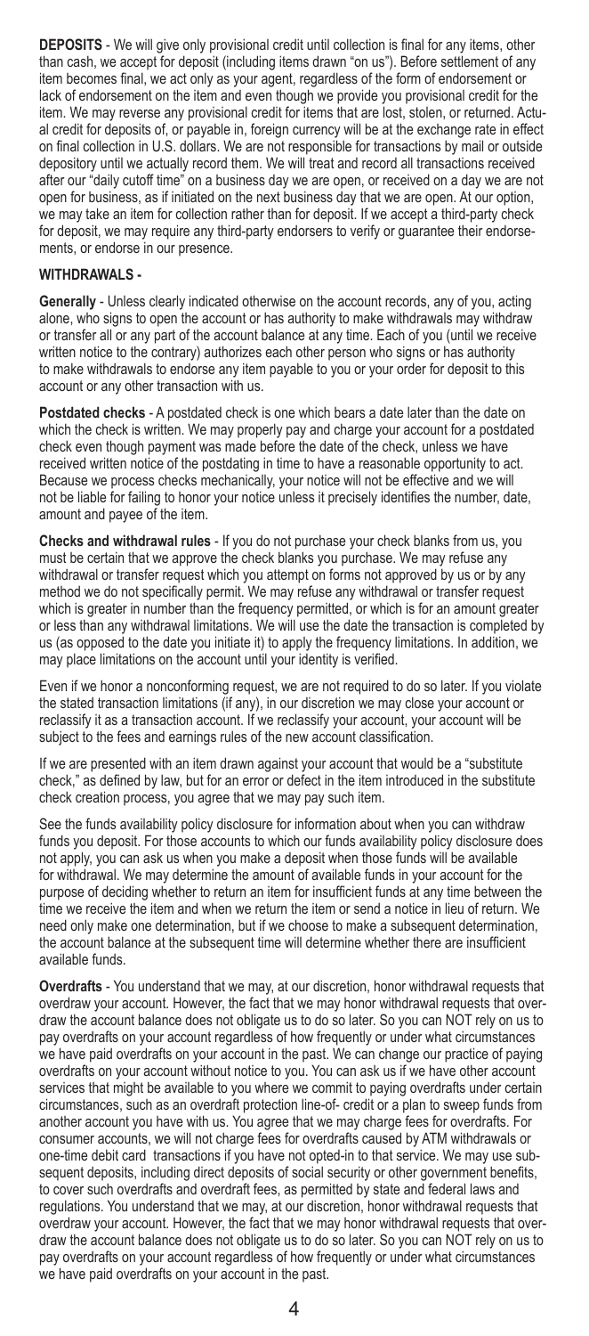**DEPOSITS** - We will give only provisional credit until collection is final for any items, other than cash, we accept for deposit (including items drawn "on us"). Before settlement of any item becomes final, we act only as your agent, regardless of the form of endorsement or lack of endorsement on the item and even though we provide you provisional credit for the item. We may reverse any provisional credit for items that are lost, stolen, or returned. Actual credit for deposits of, or payable in, foreign currency will be at the exchange rate in effect on final collection in U.S. dollars. We are not responsible for transactions by mail or outside depository until we actually record them. We will treat and record all transactions received after our "daily cutoff time" on a business day we are open, or received on a day we are not open for business, as if initiated on the next business day that we are open. At our option, we may take an item for collection rather than for deposit. If we accept a third-party check for deposit, we may require any third-party endorsers to verify or guarantee their endorsements, or endorse in our presence.

**WITHDRAWALS -**

**Generally** - Unless clearly indicated otherwise on the account records, any of you, acting alone, who signs to open the account or has authority to make withdrawals may withdraw or transfer all or any part of the account balance at any time. Each of you (until we receive written notice to the contrary) authorizes each other person who signs or has authority to make withdrawals to endorse any item payable to you or your order for deposit to this account or any other transaction with us.

**Postdated checks** - A postdated check is one which bears a date later than the date on which the check is written. We may properly pay and charge your account for a postdated check even though payment was made before the date of the check, unless we have received written notice of the postdating in time to have a reasonable opportunity to act. Because we process checks mechanically, your notice will not be effective and we will not be liable for failing to honor your notice unless it precisely identifies the number, date, amount and payee of the item.

**Checks and withdrawal rules** - If you do not purchase your check blanks from us, you must be certain that we approve the check blanks you purchase. We may refuse any withdrawal or transfer request which you attempt on forms not approved by us or by any method we do not specifically permit. We may refuse any withdrawal or transfer request which is greater in number than the frequency permitted, or which is for an amount greater or less than any withdrawal limitations. We will use the date the transaction is completed by us (as opposed to the date you initiate it) to apply the frequency limitations. In addition, we may place limitations on the account until your identity is verified.

Even if we honor a nonconforming request, we are not required to do so later. If you violate the stated transaction limitations (if any), in our discretion we may close your account or reclassify it as a transaction account. If we reclassify your account, your account will be subject to the fees and earnings rules of the new account classification.

If we are presented with an item drawn against your account that would be a "substitute check," as defined by law, but for an error or defect in the item introduced in the substitute check creation process, you agree that we may pay such item.

See the funds availability policy disclosure for information about when you can withdraw funds you deposit. For those accounts to which our funds availability policy disclosure does not apply, you can ask us when you make a deposit when those funds will be available for withdrawal. We may determine the amount of available funds in your account for the purpose of deciding whether to return an item for insufficient funds at any time between the time we receive the item and when we return the item or send a notice in lieu of return. We need only make one determination, but if we choose to make a subsequent determination, the account balance at the subsequent time will determine whether there are insufficient available funds.

**Overdrafts** - You understand that we may, at our discretion, honor withdrawal requests that overdraw your account. However, the fact that we may honor withdrawal requests that overdraw the account balance does not obligate us to do so later. So you can NOT rely on us to pay overdrafts on your account regardless of how frequently or under what circumstances we have paid overdrafts on your account in the past. We can change our practice of paying overdrafts on your account without notice to you. You can ask us if we have other account services that might be available to you where we commit to paying overdrafts under certain circumstances, such as an overdraft protection line-of- credit or a plan to sweep funds from another account you have with us. You agree that we may charge fees for overdrafts. For consumer accounts, we will not charge fees for overdrafts caused by ATM withdrawals or one-time debit card transactions if you have not opted-in to that service. We may use subsequent deposits, including direct deposits of social security or other government benefits, to cover such overdrafts and overdraft fees, as permitted by state and federal laws and regulations. You understand that we may, at our discretion, honor withdrawal requests that overdraw your account. However, the fact that we may honor withdrawal requests that overdraw the account balance does not obligate us to do so later. So you can NOT rely on us to pay overdrafts on your account regardless of how frequently or under what circumstances we have paid overdrafts on your account in the past.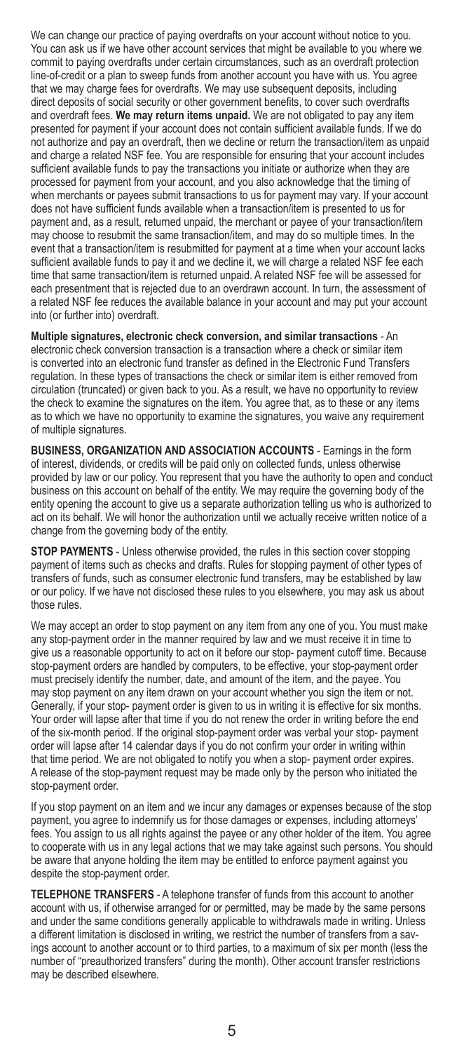We can change our practice of paying overdrafts on your account without notice to you. You can ask us if we have other account services that might be available to you where we commit to paying overdrafts under certain circumstances, such as an overdraft protection line-of-credit or a plan to sweep funds from another account you have with us. You agree that we may charge fees for overdrafts. We may use subsequent deposits, including direct deposits of social security or other government benefits, to cover such overdrafts and overdraft fees. **We may return items unpaid.** We are not obligated to pay any item presented for payment if your account does not contain sufficient available funds. If we do not authorize and pay an overdraft, then we decline or return the transaction/item as unpaid and charge a related NSF fee. You are responsible for ensuring that your account includes sufficient available funds to pay the transactions you initiate or authorize when they are processed for payment from your account, and you also acknowledge that the timing of when merchants or payees submit transactions to us for payment may vary. If your account does not have sufficient funds available when a transaction/item is presented to us for payment and, as a result, returned unpaid, the merchant or payee of your transaction/item may choose to resubmit the same transaction/item, and may do so multiple times. In the event that a transaction/item is resubmitted for payment at a time when your account lacks sufficient available funds to pay it and we decline it, we will charge a related NSF fee each time that same transaction/item is returned unpaid. A related NSF fee will be assessed for each presentment that is rejected due to an overdrawn account. In turn, the assessment of a related NSF fee reduces the available balance in your account and may put your account into (or further into) overdraft.

**Multiple signatures, electronic check conversion, and similar transactions** - An electronic check conversion transaction is a transaction where a check or similar item is converted into an electronic fund transfer as defined in the Electronic Fund Transfers regulation. In these types of transactions the check or similar item is either removed from circulation (truncated) or given back to you. As a result, we have no opportunity to review the check to examine the signatures on the item. You agree that, as to these or any items as to which we have no opportunity to examine the signatures, you waive any requirement of multiple signatures.

**BUSINESS, ORGANIZATION AND ASSOCIATION ACCOUNTS** - Earnings in the form of interest, dividends, or credits will be paid only on collected funds, unless otherwise provided by law or our policy. You represent that you have the authority to open and conduct business on this account on behalf of the entity. We may require the governing body of the entity opening the account to give us a separate authorization telling us who is authorized to act on its behalf. We will honor the authorization until we actually receive written notice of a change from the governing body of the entity.

**STOP PAYMENTS** - Unless otherwise provided, the rules in this section cover stopping payment of items such as checks and drafts. Rules for stopping payment of other types of transfers of funds, such as consumer electronic fund transfers, may be established by law or our policy. If we have not disclosed these rules to you elsewhere, you may ask us about those rules.

We may accept an order to stop payment on any item from any one of you. You must make any stop-payment order in the manner required by law and we must receive it in time to give us a reasonable opportunity to act on it before our stop- payment cutoff time. Because stop-payment orders are handled by computers, to be effective, your stop-payment order must precisely identify the number, date, and amount of the item, and the payee. You may stop payment on any item drawn on your account whether you sign the item or not. Generally, if your stop- payment order is given to us in writing it is effective for six months. Your order will lapse after that time if you do not renew the order in writing before the end of the six-month period. If the original stop-payment order was verbal your stop- payment order will lapse after 14 calendar days if you do not confirm your order in writing within that time period. We are not obligated to notify you when a stop- payment order expires. A release of the stop-payment request may be made only by the person who initiated the stop-payment order.

If you stop payment on an item and we incur any damages or expenses because of the stop payment, you agree to indemnify us for those damages or expenses, including attorneys' fees. You assign to us all rights against the payee or any other holder of the item. You agree to cooperate with us in any legal actions that we may take against such persons. You should be aware that anyone holding the item may be entitled to enforce payment against you despite the stop-payment order.

**TELEPHONE TRANSFERS** - A telephone transfer of funds from this account to another account with us, if otherwise arranged for or permitted, may be made by the same persons and under the same conditions generally applicable to withdrawals made in writing. Unless a different limitation is disclosed in writing, we restrict the number of transfers from a savings account to another account or to third parties, to a maximum of six per month (less the number of "preauthorized transfers" during the month). Other account transfer restrictions may be described elsewhere.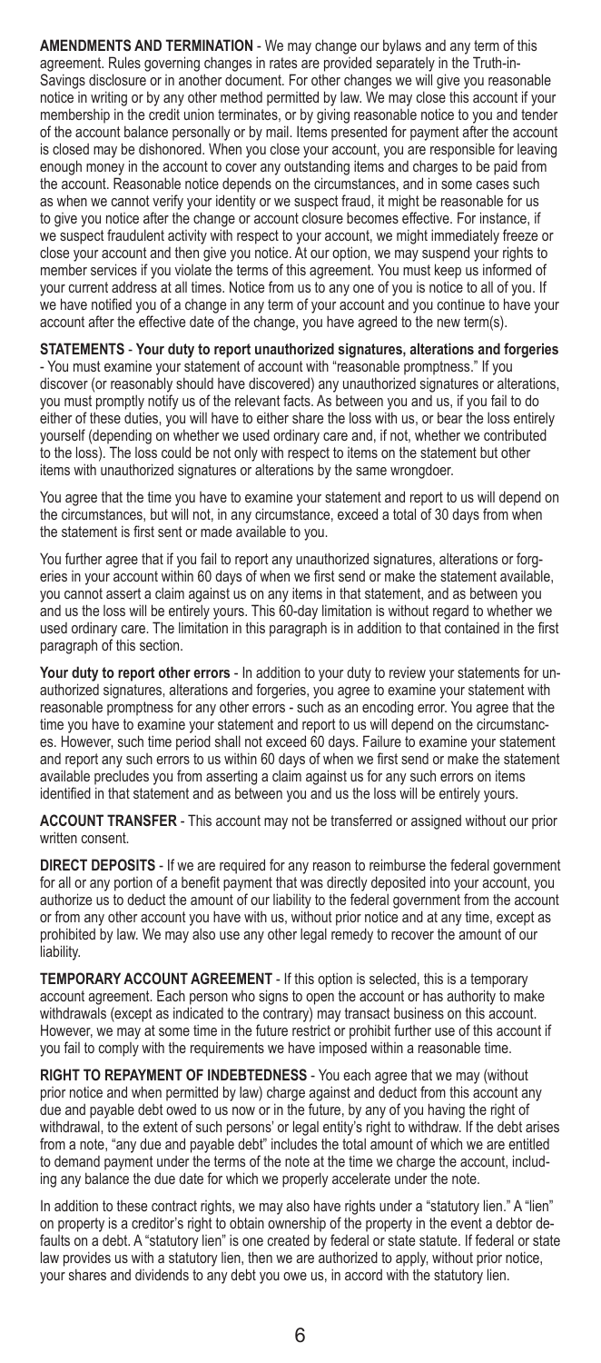**AMENDMENTS AND TERMINATION** - We may change our bylaws and any term of this agreement. Rules governing changes in rates are provided separately in the Truth-in-Savings disclosure or in another document. For other changes we will give you reasonable notice in writing or by any other method permitted by law. We may close this account if your membership in the credit union terminates, or by giving reasonable notice to you and tender of the account balance personally or by mail. Items presented for payment after the account is closed may be dishonored. When you close your account, you are responsible for leaving enough money in the account to cover any outstanding items and charges to be paid from the account. Reasonable notice depends on the circumstances, and in some cases such as when we cannot verify your identity or we suspect fraud, it might be reasonable for us to give you notice after the change or account closure becomes effective. For instance, if we suspect fraudulent activity with respect to your account, we might immediately freeze or close your account and then give you notice. At our option, we may suspend your rights to member services if you violate the terms of this agreement. You must keep us informed of your current address at all times. Notice from us to any one of you is notice to all of you. If we have notified you of a change in any term of your account and you continue to have your account after the effective date of the change, you have agreed to the new term(s).

**STATEMENTS** - **Your duty to report unauthorized signatures, alterations and forgeries** - You must examine your statement of account with "reasonable promptness." If you discover (or reasonably should have discovered) any unauthorized signatures or alterations, you must promptly notify us of the relevant facts. As between you and us, if you fail to do either of these duties, you will have to either share the loss with us, or bear the loss entirely yourself (depending on whether we used ordinary care and, if not, whether we contributed to the loss). The loss could be not only with respect to items on the statement but other items with unauthorized signatures or alterations by the same wrongdoer.

You agree that the time you have to examine your statement and report to us will depend on the circumstances, but will not, in any circumstance, exceed a total of 30 days from when the statement is first sent or made available to you.

You further agree that if you fail to report any unauthorized signatures, alterations or forgeries in your account within 60 days of when we first send or make the statement available, you cannot assert a claim against us on any items in that statement, and as between you and us the loss will be entirely yours. This 60-day limitation is without regard to whether we used ordinary care. The limitation in this paragraph is in addition to that contained in the first paragraph of this section.

**Your duty to report other errors** - In addition to your duty to review your statements for unauthorized signatures, alterations and forgeries, you agree to examine your statement with reasonable promptness for any other errors - such as an encoding error. You agree that the time you have to examine your statement and report to us will depend on the circumstances. However, such time period shall not exceed 60 days. Failure to examine your statement and report any such errors to us within 60 days of when we first send or make the statement available precludes you from asserting a claim against us for any such errors on items identified in that statement and as between you and us the loss will be entirely yours.

**ACCOUNT TRANSFER** - This account may not be transferred or assigned without our prior written consent.

**DIRECT DEPOSITS** - If we are required for any reason to reimburse the federal government for all or any portion of a benefit payment that was directly deposited into your account, you authorize us to deduct the amount of our liability to the federal government from the account or from any other account you have with us, without prior notice and at any time, except as prohibited by law. We may also use any other legal remedy to recover the amount of our liability.

**TEMPORARY ACCOUNT AGREEMENT** - If this option is selected, this is a temporary account agreement. Each person who signs to open the account or has authority to make withdrawals (except as indicated to the contrary) may transact business on this account. However, we may at some time in the future restrict or prohibit further use of this account if you fail to comply with the requirements we have imposed within a reasonable time.

**RIGHT TO REPAYMENT OF INDEBTEDNESS** - You each agree that we may (without prior notice and when permitted by law) charge against and deduct from this account any due and payable debt owed to us now or in the future, by any of you having the right of withdrawal, to the extent of such persons' or legal entity's right to withdraw. If the debt arises from a note, "any due and payable debt" includes the total amount of which we are entitled to demand payment under the terms of the note at the time we charge the account, including any balance the due date for which we properly accelerate under the note.

In addition to these contract rights, we may also have rights under a "statutory lien." A "lien" on property is a creditor's right to obtain ownership of the property in the event a debtor defaults on a debt. A "statutory lien" is one created by federal or state statute. If federal or state law provides us with a statutory lien, then we are authorized to apply, without prior notice, your shares and dividends to any debt you owe us, in accord with the statutory lien.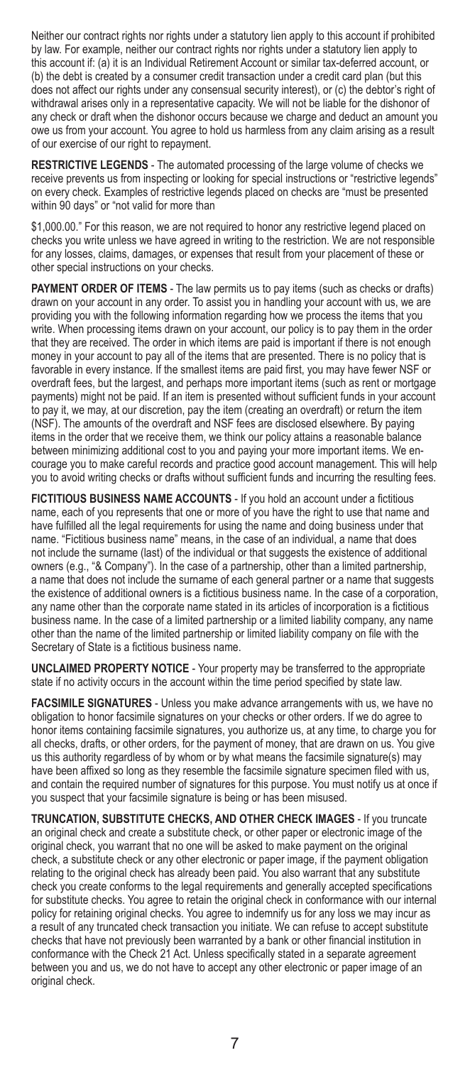Neither our contract rights nor rights under a statutory lien apply to this account if prohibited by law. For example, neither our contract rights nor rights under a statutory lien apply to this account if: (a) it is an Individual Retirement Account or similar tax-deferred account, or (b) the debt is created by a consumer credit transaction under a credit card plan (but this does not affect our rights under any consensual security interest), or (c) the debtor's right of withdrawal arises only in a representative capacity. We will not be liable for the dishonor of any check or draft when the dishonor occurs because we charge and deduct an amount you owe us from your account. You agree to hold us harmless from any claim arising as a result of our exercise of our right to repayment.

**RESTRICTIVE LEGENDS** - The automated processing of the large volume of checks we receive prevents us from inspecting or looking for special instructions or "restrictive legends" on every check. Examples of restrictive legends placed on checks are "must be presented within 90 days" or "not valid for more than

$1,000.00." For this reason, we are not required to honor any restrictive legend placed on checks you write unless we have agreed in writing to the restriction. We are not responsible for any losses, claims, damages, or expenses that result from your placement of these or other special instructions on your checks.

**PAYMENT ORDER OF ITEMS** - The law permits us to pay items (such as checks or drafts) drawn on your account in any order. To assist you in handling your account with us, we are providing you with the following information regarding how we process the items that you write. When processing items drawn on your account, our policy is to pay them in the order that they are received. The order in which items are paid is important if there is not enough money in your account to pay all of the items that are presented. There is no policy that is favorable in every instance. If the smallest items are paid first, you may have fewer NSF or overdraft fees, but the largest, and perhaps more important items (such as rent or mortgage payments) might not be paid. If an item is presented without sufficient funds in your account to pay it, we may, at our discretion, pay the item (creating an overdraft) or return the item (NSF). The amounts of the overdraft and NSF fees are disclosed elsewhere. By paying items in the order that we receive them, we think our policy attains a reasonable balance between minimizing additional cost to you and paying your more important items. We encourage you to make careful records and practice good account management. This will help you to avoid writing checks or drafts without sufficient funds and incurring the resulting fees.

**FICTITIOUS BUSINESS NAME ACCOUNTS** - If you hold an account under a fictitious name, each of you represents that one or more of you have the right to use that name and have fulfilled all the legal requirements for using the name and doing business under that name. "Fictitious business name" means, in the case of an individual, a name that does not include the surname (last) of the individual or that suggests the existence of additional owners (e.g., "& Company"). In the case of a partnership, other than a limited partnership, a name that does not include the surname of each general partner or a name that suggests the existence of additional owners is a fictitious business name. In the case of a corporation, any name other than the corporate name stated in its articles of incorporation is a fictitious business name. In the case of a limited partnership or a limited liability company, any name other than the name of the limited partnership or limited liability company on file with the Secretary of State is a fictitious business name.

**UNCLAIMED PROPERTY NOTICE** - Your property may be transferred to the appropriate state if no activity occurs in the account within the time period specified by state law.

**FACSIMILE SIGNATURES** - Unless you make advance arrangements with us, we have no obligation to honor facsimile signatures on your checks or other orders. If we do agree to honor items containing facsimile signatures, you authorize us, at any time, to charge you for all checks, drafts, or other orders, for the payment of money, that are drawn on us. You give us this authority regardless of by whom or by what means the facsimile signature(s) may have been affixed so long as they resemble the facsimile signature specimen filed with us, and contain the required number of signatures for this purpose. You must notify us at once if you suspect that your facsimile signature is being or has been misused.

**TRUNCATION, SUBSTITUTE CHECKS, AND OTHER CHECK IMAGES** - If you truncate an original check and create a substitute check, or other paper or electronic image of the original check, you warrant that no one will be asked to make payment on the original check, a substitute check or any other electronic or paper image, if the payment obligation relating to the original check has already been paid. You also warrant that any substitute check you create conforms to the legal requirements and generally accepted specifications for substitute checks. You agree to retain the original check in conformance with our internal policy for retaining original checks. You agree to indemnify us for any loss we may incur as a result of any truncated check transaction you initiate. We can refuse to accept substitute checks that have not previously been warranted by a bank or other financial institution in conformance with the Check 21 Act. Unless specifically stated in a separate agreement between you and us, we do not have to accept any other electronic or paper image of an original check.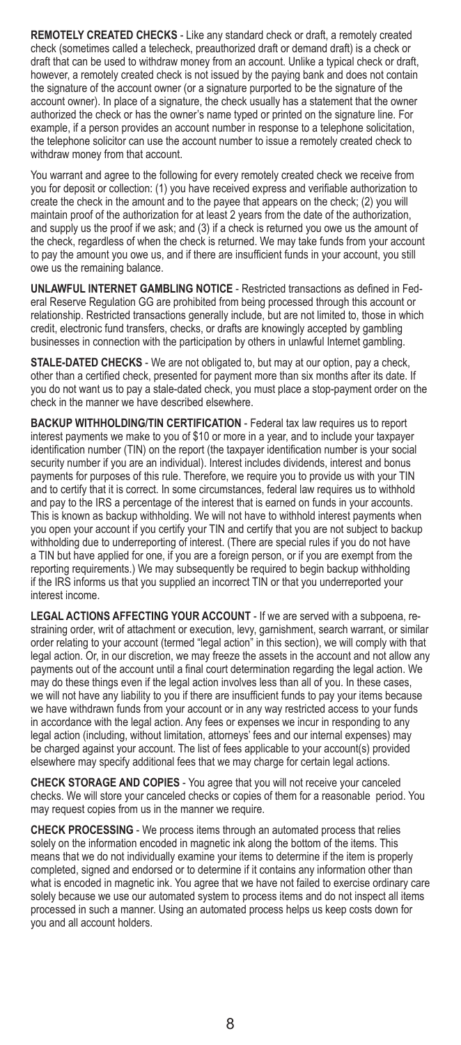**REMOTELY CREATED CHECKS** - Like any standard check or draft, a remotely created check (sometimes called a telecheck, preauthorized draft or demand draft) is a check or draft that can be used to withdraw money from an account. Unlike a typical check or draft, however, a remotely created check is not issued by the paying bank and does not contain the signature of the account owner (or a signature purported to be the signature of the account owner). In place of a signature, the check usually has a statement that the owner authorized the check or has the owner's name typed or printed on the signature line. For example, if a person provides an account number in response to a telephone solicitation, the telephone solicitor can use the account number to issue a remotely created check to withdraw money from that account.

You warrant and agree to the following for every remotely created check we receive from you for deposit or collection: (1) you have received express and verifiable authorization to create the check in the amount and to the payee that appears on the check; (2) you will maintain proof of the authorization for at least 2 years from the date of the authorization, and supply us the proof if we ask; and (3) if a check is returned you owe us the amount of the check, regardless of when the check is returned. We may take funds from your account to pay the amount you owe us, and if there are insufficient funds in your account, you still owe us the remaining balance.

**UNLAWFUL INTERNET GAMBLING NOTICE** - Restricted transactions as defined in Federal Reserve Regulation GG are prohibited from being processed through this account or relationship. Restricted transactions generally include, but are not limited to, those in which credit, electronic fund transfers, checks, or drafts are knowingly accepted by gambling businesses in connection with the participation by others in unlawful Internet gambling.

**STALE-DATED CHECKS** - We are not obligated to, but may at our option, pay a check, other than a certified check, presented for payment more than six months after its date. If you do not want us to pay a stale-dated check, you must place a stop-payment order on the check in the manner we have described elsewhere.

**BACKUP WITHHOLDING/TIN CERTIFICATION** - Federal tax law requires us to report interest payments we make to you of $10 or more in a year, and to include your taxpayer identification number (TIN) on the report (the taxpayer identification number is your social security number if you are an individual). Interest includes dividends, interest and bonus payments for purposes of this rule. Therefore, we require you to provide us with your TIN and to certify that it is correct. In some circumstances, federal law requires us to withhold and pay to the IRS a percentage of the interest that is earned on funds in your accounts. This is known as backup withholding. We will not have to withhold interest payments when you open your account if you certify your TIN and certify that you are not subject to backup withholding due to underreporting of interest. (There are special rules if you do not have a TIN but have applied for one, if you are a foreign person, or if you are exempt from the reporting requirements.) We may subsequently be required to begin backup withholding if the IRS informs us that you supplied an incorrect TIN or that you underreported your interest income.

**LEGAL ACTIONS AFFECTING YOUR ACCOUNT** - If we are served with a subpoena, restraining order, writ of attachment or execution, levy, garnishment, search warrant, or similar order relating to your account (termed "legal action" in this section), we will comply with that legal action. Or, in our discretion, we may freeze the assets in the account and not allow any payments out of the account until a final court determination regarding the legal action. We may do these things even if the legal action involves less than all of you. In these cases, we will not have any liability to you if there are insufficient funds to pay your items because we have withdrawn funds from your account or in any way restricted access to your funds in accordance with the legal action. Any fees or expenses we incur in responding to any legal action (including, without limitation, attorneys' fees and our internal expenses) may be charged against your account. The list of fees applicable to your account(s) provided elsewhere may specify additional fees that we may charge for certain legal actions.

**CHECK STORAGE AND COPIES** - You agree that you will not receive your canceled checks. We will store your canceled checks or copies of them for a reasonable period. You may request copies from us in the manner we require.

**CHECK PROCESSING** - We process items through an automated process that relies solely on the information encoded in magnetic ink along the bottom of the items. This means that we do not individually examine your items to determine if the item is properly completed, signed and endorsed or to determine if it contains any information other than what is encoded in magnetic ink. You agree that we have not failed to exercise ordinary care solely because we use our automated system to process items and do not inspect all items processed in such a manner. Using an automated process helps us keep costs down for you and all account holders.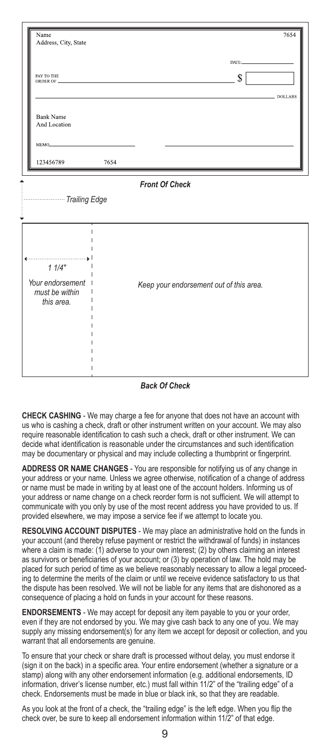Name
Address, City, State

7654

DATE:

PAY TO THE ORDER OF $

DOLLARS

Bank Name
And Location

MEMO

123456789 7654

*Front Of Check*

*Trailing Edge*

*1 1/4"*

*Your endorsement must be within this area.*

*Keep your endorsement out of this area.*

*Back Of Check*

**CHECK CASHING** - We may charge a fee for anyone that does not have an account with us who is cashing a check, draft or other instrument written on your account. We may also require reasonable identification to cash such a check, draft or other instrument. We can decide what identification is reasonable under the circumstances and such identification may be documentary or physical and may include collecting a thumbprint or fingerprint.

**ADDRESS OR NAME CHANGES** - You are responsible for notifying us of any change in your address or your name. Unless we agree otherwise, notification of a change of address or name must be made in writing by at least one of the account holders. Informing us of your address or name change on a check reorder form is not sufficient. We will attempt to communicate with you only by use of the most recent address you have provided to us. If provided elsewhere, we may impose a service fee if we attempt to locate you.

**RESOLVING ACCOUNT DISPUTES** - We may place an administrative hold on the funds in your account (and thereby refuse payment or restrict the withdrawal of funds) in instances where a claim is made: (1) adverse to your own interest; (2) by others claiming an interest as survivors or beneficiaries of your account; or (3) by operation of law. The hold may be placed for such period of time as we believe reasonably necessary to allow a legal proceeding to determine the merits of the claim or until we receive evidence satisfactory to us that the dispute has been resolved. We will not be liable for any items that are dishonored as a consequence of placing a hold on funds in your account for these reasons.

**ENDORSEMENTS** - We may accept for deposit any item payable to you or your order, even if they are not endorsed by you. We may give cash back to any one of you. We may supply any missing endorsement(s) for any item we accept for deposit or collection, and you warrant that all endorsements are genuine.

To ensure that your check or share draft is processed without delay, you must endorse it (sign it on the back) in a specific area. Your entire endorsement (whether a signature or a stamp) along with any other endorsement information (e.g. additional endorsements, ID information, driver's license number, etc.) must fall within 11/2" of the "trailing edge" of a check. Endorsements must be made in blue or black ink, so that they are readable.

As you look at the front of a check, the "trailing edge" is the left edge. When you flip the check over, be sure to keep all endorsement information within 11/2" of that edge.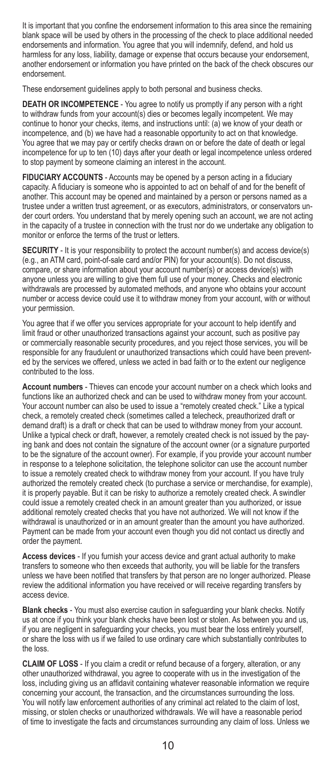It is important that you confine the endorsement information to this area since the remaining blank space will be used by others in the processing of the check to place additional needed endorsements and information. You agree that you will indemnify, defend, and hold us harmless for any loss, liability, damage or expense that occurs because your endorsement, another endorsement or information you have printed on the back of the check obscures our endorsement.

These endorsement guidelines apply to both personal and business checks.

**DEATH OR INCOMPETENCE** - You agree to notify us promptly if any person with a right to withdraw funds from your account(s) dies or becomes legally incompetent. We may continue to honor your checks, items, and instructions until: (a) we know of your death or incompetence, and (b) we have had a reasonable opportunity to act on that knowledge. You agree that we may pay or certify checks drawn on or before the date of death or legal incompetence for up to ten (10) days after your death or legal incompetence unless ordered to stop payment by someone claiming an interest in the account.

**FIDUCIARY ACCOUNTS** - Accounts may be opened by a person acting in a fiduciary capacity. A fiduciary is someone who is appointed to act on behalf of and for the benefit of another. This account may be opened and maintained by a person or persons named as a trustee under a written trust agreement, or as executors, administrators, or conservators under court orders. You understand that by merely opening such an account, we are not acting in the capacity of a trustee in connection with the trust nor do we undertake any obligation to monitor or enforce the terms of the trust or letters.

**SECURITY** - It is your responsibility to protect the account number(s) and access device(s) (e.g., an ATM card, point-of-sale card and/or PIN) for your account(s). Do not discuss, compare, or share information about your account number(s) or access device(s) with anyone unless you are willing to give them full use of your money. Checks and electronic withdrawals are processed by automated methods, and anyone who obtains your account number or access device could use it to withdraw money from your account, with or without your permission.

You agree that if we offer you services appropriate for your account to help identify and limit fraud or other unauthorized transactions against your account, such as positive pay or commercially reasonable security procedures, and you reject those services, you will be responsible for any fraudulent or unauthorized transactions which could have been prevented by the services we offered, unless we acted in bad faith or to the extent our negligence contributed to the loss.

**Account numbers** - Thieves can encode your account number on a check which looks and functions like an authorized check and can be used to withdraw money from your account. Your account number can also be used to issue a "remotely created check." Like a typical check, a remotely created check (sometimes called a telecheck, preauthorized draft or demand draft) is a draft or check that can be used to withdraw money from your account. Unlike a typical check or draft, however, a remotely created check is not issued by the paying bank and does not contain the signature of the account owner (or a signature purported to be the signature of the account owner). For example, if you provide your account number in response to a telephone solicitation, the telephone solicitor can use the account number to issue a remotely created check to withdraw money from your account. If you have truly authorized the remotely created check (to purchase a service or merchandise, for example), it is properly payable. But it can be risky to authorize a remotely created check. A swindler could issue a remotely created check in an amount greater than you authorized, or issue additional remotely created checks that you have not authorized. We will not know if the withdrawal is unauthorized or in an amount greater than the amount you have authorized. Payment can be made from your account even though you did not contact us directly and order the payment.

**Access devices** - If you furnish your access device and grant actual authority to make transfers to someone who then exceeds that authority, you will be liable for the transfers unless we have been notified that transfers by that person are no longer authorized. Please review the additional information you have received or will receive regarding transfers by access device.

**Blank checks** - You must also exercise caution in safeguarding your blank checks. Notify us at once if you think your blank checks have been lost or stolen. As between you and us, if you are negligent in safeguarding your checks, you must bear the loss entirely yourself, or share the loss with us if we failed to use ordinary care which substantially contributes to the loss.

**CLAIM OF LOSS** - If you claim a credit or refund because of a forgery, alteration, or any other unauthorized withdrawal, you agree to cooperate with us in the investigation of the loss, including giving us an affidavit containing whatever reasonable information we require concerning your account, the transaction, and the circumstances surrounding the loss. You will notify law enforcement authorities of any criminal act related to the claim of lost, missing, or stolen checks or unauthorized withdrawals. We will have a reasonable period of time to investigate the facts and circumstances surrounding any claim of loss. Unless we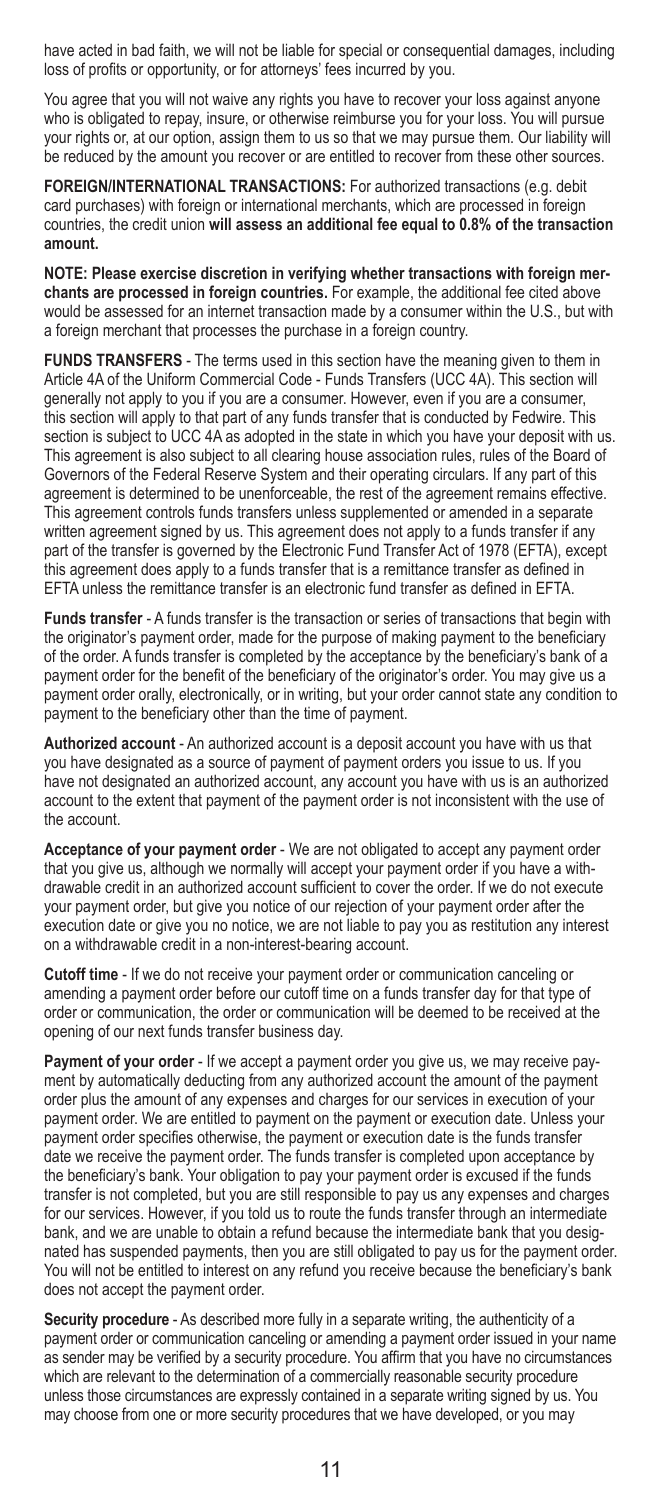have acted in bad faith, we will not be liable for special or consequential damages, including loss of profits or opportunity, or for attorneys' fees incurred by you.

You agree that you will not waive any rights you have to recover your loss against anyone who is obligated to repay, insure, or otherwise reimburse you for your loss. You will pursue your rights or, at our option, assign them to us so that we may pursue them. Our liability will be reduced by the amount you recover or are entitled to recover from these other sources.

**FOREIGN/INTERNATIONAL TRANSACTIONS:** For authorized transactions (e.g. debit card purchases) with foreign or international merchants, which are processed in foreign countries, the credit union **will assess an additional fee equal to 0.8% of the transaction amount.**

**NOTE: Please exercise discretion in verifying whether transactions with foreign merchants are processed in foreign countries.** For example, the additional fee cited above would be assessed for an internet transaction made by a consumer within the U.S., but with a foreign merchant that processes the purchase in a foreign country.

**FUNDS TRANSFERS** - The terms used in this section have the meaning given to them in Article 4A of the Uniform Commercial Code - Funds Transfers (UCC 4A). This section will generally not apply to you if you are a consumer. However, even if you are a consumer, this section will apply to that part of any funds transfer that is conducted by Fedwire. This section is subject to UCC 4A as adopted in the state in which you have your deposit with us. This agreement is also subject to all clearing house association rules, rules of the Board of Governors of the Federal Reserve System and their operating circulars. If any part of this agreement is determined to be unenforceable, the rest of the agreement remains effective. This agreement controls funds transfers unless supplemented or amended in a separate written agreement signed by us. This agreement does not apply to a funds transfer if any part of the transfer is governed by the Electronic Fund Transfer Act of 1978 (EFTA), except this agreement does apply to a funds transfer that is a remittance transfer as defined in EFTA unless the remittance transfer is an electronic fund transfer as defined in EFTA.

**Funds transfer** - A funds transfer is the transaction or series of transactions that begin with the originator's payment order, made for the purpose of making payment to the beneficiary of the order. A funds transfer is completed by the acceptance by the beneficiary's bank of a payment order for the benefit of the beneficiary of the originator's order. You may give us a payment order orally, electronically, or in writing, but your order cannot state any condition to payment to the beneficiary other than the time of payment.

**Authorized account** - An authorized account is a deposit account you have with us that you have designated as a source of payment of payment orders you issue to us. If you have not designated an authorized account, any account you have with us is an authorized account to the extent that payment of the payment order is not inconsistent with the use of the account.

**Acceptance of your payment order** - We are not obligated to accept any payment order that you give us, although we normally will accept your payment order if you have a withdrawable credit in an authorized account sufficient to cover the order. If we do not execute your payment order, but give you notice of our rejection of your payment order after the execution date or give you no notice, we are not liable to pay you as restitution any interest on a withdrawable credit in a non-interest-bearing account.

**Cutoff time** - If we do not receive your payment order or communication canceling or amending a payment order before our cutoff time on a funds transfer day for that type of order or communication, the order or communication will be deemed to be received at the opening of our next funds transfer business day.

**Payment of your order** - If we accept a payment order you give us, we may receive payment by automatically deducting from any authorized account the amount of the payment order plus the amount of any expenses and charges for our services in execution of your payment order. We are entitled to payment on the payment or execution date. Unless your payment order specifies otherwise, the payment or execution date is the funds transfer date we receive the payment order. The funds transfer is completed upon acceptance by the beneficiary's bank. Your obligation to pay your payment order is excused if the funds transfer is not completed, but you are still responsible to pay us any expenses and charges for our services. However, if you told us to route the funds transfer through an intermediate bank, and we are unable to obtain a refund because the intermediate bank that you designated has suspended payments, then you are still obligated to pay us for the payment order. You will not be entitled to interest on any refund you receive because the beneficiary's bank does not accept the payment order.

**Security procedure** - As described more fully in a separate writing, the authenticity of a payment order or communication canceling or amending a payment order issued in your name as sender may be verified by a security procedure. You affirm that you have no circumstances which are relevant to the determination of a commercially reasonable security procedure unless those circumstances are expressly contained in a separate writing signed by us. You may choose from one or more security procedures that we have developed, or you may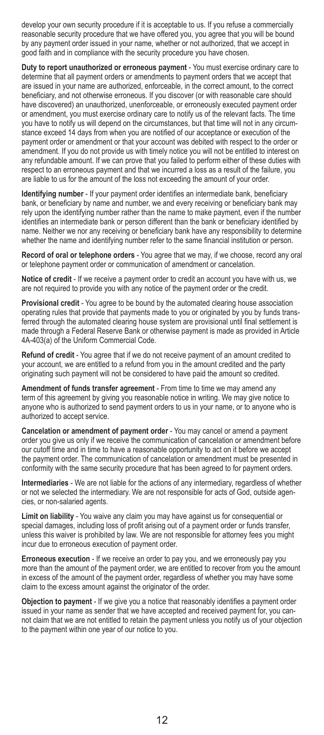develop your own security procedure if it is acceptable to us. If you refuse a commercially reasonable security procedure that we have offered you, you agree that you will be bound by any payment order issued in your name, whether or not authorized, that we accept in good faith and in compliance with the security procedure you have chosen.

**Duty to report unauthorized or erroneous payment** - You must exercise ordinary care to determine that all payment orders or amendments to payment orders that we accept that are issued in your name are authorized, enforceable, in the correct amount, to the correct beneficiary, and not otherwise erroneous. If you discover (or with reasonable care should have discovered) an unauthorized, unenforceable, or erroneously executed payment order or amendment, you must exercise ordinary care to notify us of the relevant facts. The time you have to notify us will depend on the circumstances, but that time will not in any circumstance exceed 14 days from when you are notified of our acceptance or execution of the payment order or amendment or that your account was debited with respect to the order or amendment. If you do not provide us with timely notice you will not be entitled to interest on any refundable amount. If we can prove that you failed to perform either of these duties with respect to an erroneous payment and that we incurred a loss as a result of the failure, you are liable to us for the amount of the loss not exceeding the amount of your order.

**Identifying number** - If your payment order identifies an intermediate bank, beneficiary bank, or beneficiary by name and number, we and every receiving or beneficiary bank may rely upon the identifying number rather than the name to make payment, even if the number identifies an intermediate bank or person different than the bank or beneficiary identified by name. Neither we nor any receiving or beneficiary bank have any responsibility to determine whether the name and identifying number refer to the same financial institution or person.

**Record of oral or telephone orders** - You agree that we may, if we choose, record any oral or telephone payment order or communication of amendment or cancelation.

**Notice of credit** - If we receive a payment order to credit an account you have with us, we are not required to provide you with any notice of the payment order or the credit.

**Provisional credit** - You agree to be bound by the automated clearing house association operating rules that provide that payments made to you or originated by you by funds transferred through the automated clearing house system are provisional until final settlement is made through a Federal Reserve Bank or otherwise payment is made as provided in Article 4A-403(a) of the Uniform Commercial Code.

**Refund of credit** - You agree that if we do not receive payment of an amount credited to your account, we are entitled to a refund from you in the amount credited and the party originating such payment will not be considered to have paid the amount so credited.

**Amendment of funds transfer agreement** - From time to time we may amend any term of this agreement by giving you reasonable notice in writing. We may give notice to anyone who is authorized to send payment orders to us in your name, or to anyone who is authorized to accept service.

**Cancelation or amendment of payment order** - You may cancel or amend a payment order you give us only if we receive the communication of cancelation or amendment before our cutoff time and in time to have a reasonable opportunity to act on it before we accept the payment order. The communication of cancelation or amendment must be presented in conformity with the same security procedure that has been agreed to for payment orders.

**Intermediaries** - We are not liable for the actions of any intermediary, regardless of whether or not we selected the intermediary. We are not responsible for acts of God, outside agencies, or non-salaried agents.

**Limit on liability** - You waive any claim you may have against us for consequential or special damages, including loss of profit arising out of a payment order or funds transfer, unless this waiver is prohibited by law. We are not responsible for attorney fees you might incur due to erroneous execution of payment order.

**Erroneous execution** - If we receive an order to pay you, and we erroneously pay you more than the amount of the payment order, we are entitled to recover from you the amount in excess of the amount of the payment order, regardless of whether you may have some claim to the excess amount against the originator of the order.

**Objection to payment** - If we give you a notice that reasonably identifies a payment order issued in your name as sender that we have accepted and received payment for, you cannot claim that we are not entitled to retain the payment unless you notify us of your objection to the payment within one year of our notice to you.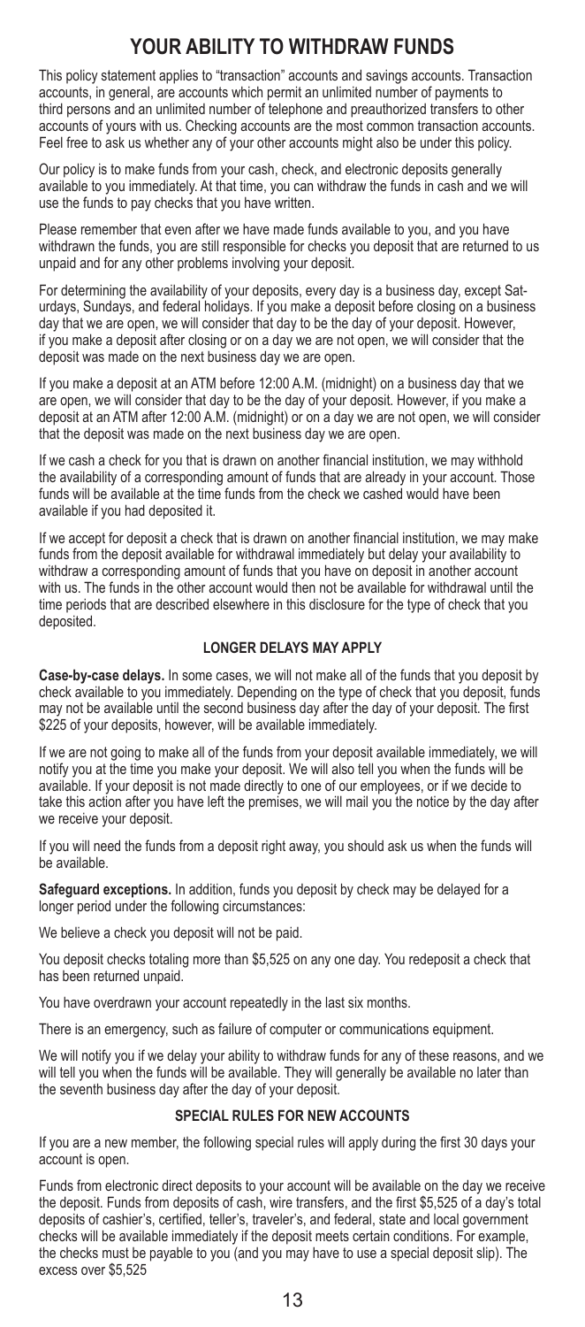# YOUR ABILITY TO WITHDRAW FUNDS

This policy statement applies to "transaction" accounts and savings accounts. Transaction accounts, in general, are accounts which permit an unlimited number of payments to third persons and an unlimited number of telephone and preauthorized transfers to other accounts of yours with us. Checking accounts are the most common transaction accounts. Feel free to ask us whether any of your other accounts might also be under this policy.

Our policy is to make funds from your cash, check, and electronic deposits generally available to you immediately. At that time, you can withdraw the funds in cash and we will use the funds to pay checks that you have written.

Please remember that even after we have made funds available to you, and you have withdrawn the funds, you are still responsible for checks you deposit that are returned to us unpaid and for any other problems involving your deposit.

For determining the availability of your deposits, every day is a business day, except Saturdays, Sundays, and federal holidays. If you make a deposit before closing on a business day that we are open, we will consider that day to be the day of your deposit. However, if you make a deposit after closing or on a day we are not open, we will consider that the deposit was made on the next business day we are open.

If you make a deposit at an ATM before 12:00 A.M. (midnight) on a business day that we are open, we will consider that day to be the day of your deposit. However, if you make a deposit at an ATM after 12:00 A.M. (midnight) or on a day we are not open, we will consider that the deposit was made on the next business day we are open.

If we cash a check for you that is drawn on another financial institution, we may withhold the availability of a corresponding amount of funds that are already in your account. Those funds will be available at the time funds from the check we cashed would have been available if you had deposited it.

If we accept for deposit a check that is drawn on another financial institution, we may make funds from the deposit available for withdrawal immediately but delay your availability to withdraw a corresponding amount of funds that you have on deposit in another account with us. The funds in the other account would then not be available for withdrawal until the time periods that are described elsewhere in this disclosure for the type of check that you deposited.

## LONGER DELAYS MAY APPLY

**Case-by-case delays.** In some cases, we will not make all of the funds that you deposit by check available to you immediately. Depending on the type of check that you deposit, funds may not be available until the second business day after the day of your deposit. The first $225 of your deposits, however, will be available immediately.

If we are not going to make all of the funds from your deposit available immediately, we will notify you at the time you make your deposit. We will also tell you when the funds will be available. If your deposit is not made directly to one of our employees, or if we decide to take this action after you have left the premises, we will mail you the notice by the day after we receive your deposit.

If you will need the funds from a deposit right away, you should ask us when the funds will be available.

**Safeguard exceptions.** In addition, funds you deposit by check may be delayed for a longer period under the following circumstances:

We believe a check you deposit will not be paid.

You deposit checks totaling more than $5,525 on any one day. You redeposit a check that has been returned unpaid.

You have overdrawn your account repeatedly in the last six months.

There is an emergency, such as failure of computer or communications equipment.

We will notify you if we delay your ability to withdraw funds for any of these reasons, and we will tell you when the funds will be available. They will generally be available no later than the seventh business day after the day of your deposit.

## SPECIAL RULES FOR NEW ACCOUNTS

If you are a new member, the following special rules will apply during the first 30 days your account is open.

Funds from electronic direct deposits to your account will be available on the day we receive the deposit. Funds from deposits of cash, wire transfers, and the first $5,525 of a day's total deposits of cashier's, certified, teller's, traveler's, and federal, state and local government checks will be available immediately if the deposit meets certain conditions. For example, the checks must be payable to you (and you may have to use a special deposit slip). The excess over $5,525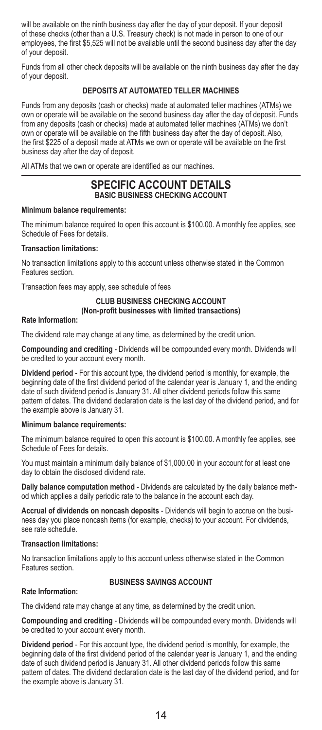will be available on the ninth business day after the day of your deposit. If your deposit of these checks (other than a U.S. Treasury check) is not made in person to one of our employees, the first $5,525 will not be available until the second business day after the day of your deposit.

Funds from all other check deposits will be available on the ninth business day after the day of your deposit.

### DEPOSITS AT AUTOMATED TELLER MACHINES

Funds from any deposits (cash or checks) made at automated teller machines (ATMs) we own or operate will be available on the second business day after the day of deposit. Funds from any deposits (cash or checks) made at automated teller machines (ATMs) we don't own or operate will be available on the fifth business day after the day of deposit. Also, the first $225 of a deposit made at ATMs we own or operate will be available on the first business day after the day of deposit.

All ATMs that we own or operate are identified as our machines.

## SPECIFIC ACCOUNT DETAILS

### BASIC BUSINESS CHECKING ACCOUNT

**Minimum balance requirements:**

The minimum balance required to open this account is $100.00. A monthly fee applies, see Schedule of Fees for details.

**Transaction limitations:**

No transaction limitations apply to this account unless otherwise stated in the Common Features section.

Transaction fees may apply, see schedule of fees

### CLUB BUSINESS CHECKING ACCOUNT
### (Non-profit businesses with limited transactions)

**Rate Information:**

The dividend rate may change at any time, as determined by the credit union.

**Compounding and crediting** - Dividends will be compounded every month. Dividends will be credited to your account every month.

**Dividend period** - For this account type, the dividend period is monthly, for example, the beginning date of the first dividend period of the calendar year is January 1, and the ending date of such dividend period is January 31. All other dividend periods follow this same pattern of dates. The dividend declaration date is the last day of the dividend period, and for the example above is January 31.

**Minimum balance requirements:**

The minimum balance required to open this account is $100.00. A monthly fee applies, see Schedule of Fees for details.

You must maintain a minimum daily balance of $1,000.00 in your account for at least one day to obtain the disclosed dividend rate.

**Daily balance computation method** - Dividends are calculated by the daily balance method which applies a daily periodic rate to the balance in the account each day.

**Accrual of dividends on noncash deposits** - Dividends will begin to accrue on the business day you place noncash items (for example, checks) to your account. For dividends, see rate schedule.

**Transaction limitations:**

No transaction limitations apply to this account unless otherwise stated in the Common Features section.

### BUSINESS SAVINGS ACCOUNT

**Rate Information:**

The dividend rate may change at any time, as determined by the credit union.

**Compounding and crediting** - Dividends will be compounded every month. Dividends will be credited to your account every month.

**Dividend period** - For this account type, the dividend period is monthly, for example, the beginning date of the first dividend period of the calendar year is January 1, and the ending date of such dividend period is January 31. All other dividend periods follow this same pattern of dates. The dividend declaration date is the last day of the dividend period, and for the example above is January 31.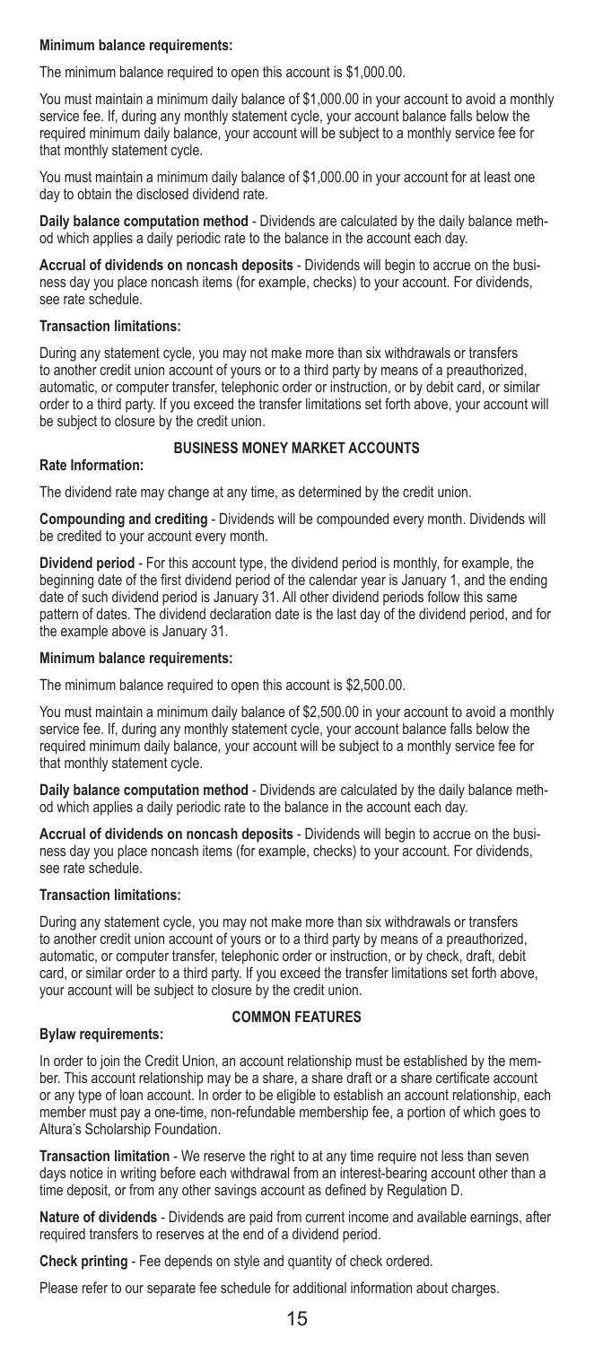**Minimum balance requirements:**

The minimum balance required to open this account is $1,000.00.

You must maintain a minimum daily balance of $1,000.00 in your account to avoid a monthly service fee. If, during any monthly statement cycle, your account balance falls below the required minimum daily balance, your account will be subject to a monthly service fee for that monthly statement cycle.

You must maintain a minimum daily balance of $1,000.00 in your account for at least one day to obtain the disclosed dividend rate.

**Daily balance computation method** - Dividends are calculated by the daily balance method which applies a daily periodic rate to the balance in the account each day.

**Accrual of dividends on noncash deposits** - Dividends will begin to accrue on the business day you place noncash items (for example, checks) to your account. For dividends, see rate schedule.

**Transaction limitations:**

During any statement cycle, you may not make more than six withdrawals or transfers to another credit union account of yours or to a third party by means of a preauthorized, automatic, or computer transfer, telephonic order or instruction, or by debit card, or similar order to a third party. If you exceed the transfer limitations set forth above, your account will be subject to closure by the credit union.

## BUSINESS MONEY MARKET ACCOUNTS

**Rate Information:**

The dividend rate may change at any time, as determined by the credit union.

**Compounding and crediting** - Dividends will be compounded every month. Dividends will be credited to your account every month.

**Dividend period** - For this account type, the dividend period is monthly, for example, the beginning date of the first dividend period of the calendar year is January 1, and the ending date of such dividend period is January 31. All other dividend periods follow this same pattern of dates. The dividend declaration date is the last day of the dividend period, and for the example above is January 31.

**Minimum balance requirements:**

The minimum balance required to open this account is $2,500.00.

You must maintain a minimum daily balance of $2,500.00 in your account to avoid a monthly service fee. If, during any monthly statement cycle, your account balance falls below the required minimum daily balance, your account will be subject to a monthly service fee for that monthly statement cycle.

**Daily balance computation method** - Dividends are calculated by the daily balance method which applies a daily periodic rate to the balance in the account each day.

**Accrual of dividends on noncash deposits** - Dividends will begin to accrue on the business day you place noncash items (for example, checks) to your account. For dividends, see rate schedule.

**Transaction limitations:**

During any statement cycle, you may not make more than six withdrawals or transfers to another credit union account of yours or to a third party by means of a preauthorized, automatic, or computer transfer, telephonic order or instruction, or by check, draft, debit card, or similar order to a third party. If you exceed the transfer limitations set forth above, your account will be subject to closure by the credit union.

## COMMON FEATURES

**Bylaw requirements:**

In order to join the Credit Union, an account relationship must be established by the member. This account relationship may be a share, a share draft or a share certificate account or any type of loan account. In order to be eligible to establish an account relationship, each member must pay a one-time, non-refundable membership fee, a portion of which goes to Altura's Scholarship Foundation.

**Transaction limitation** - We reserve the right to at any time require not less than seven days notice in writing before each withdrawal from an interest-bearing account other than a time deposit, or from any other savings account as defined by Regulation D.

**Nature of dividends** - Dividends are paid from current income and available earnings, after required transfers to reserves at the end of a dividend period.

**Check printing** - Fee depends on style and quantity of check ordered.

Please refer to our separate fee schedule for additional information about charges.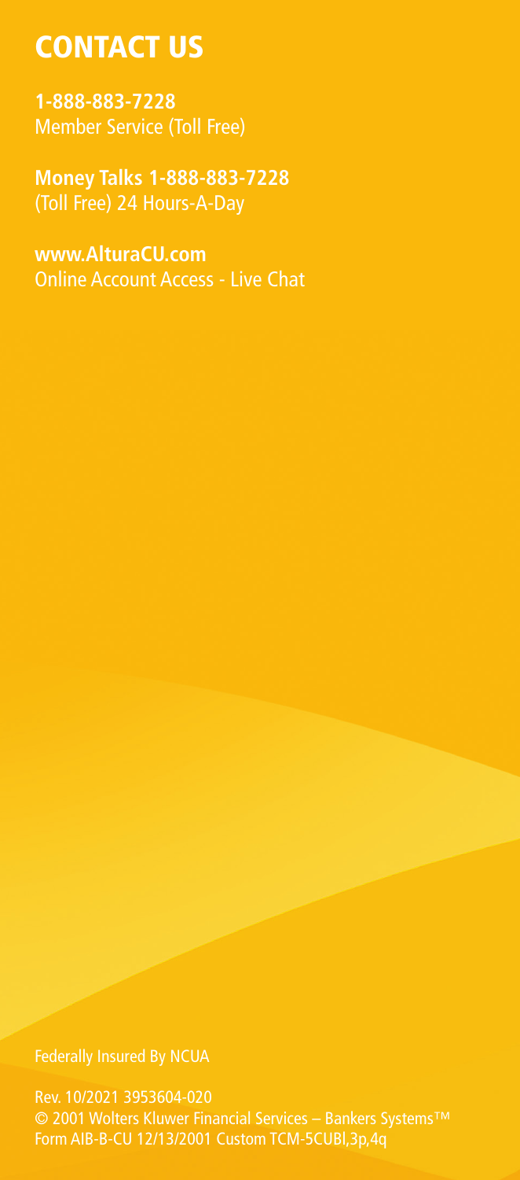# CONTACT US

**1-888-883-7228**
Member Service (Toll Free)

**Money Talks 1-888-883-7228**
(Toll Free) 24 Hours-A-Day

**www.AlturaCU.com**
Online Account Access - Live Chat

Federally Insured By NCUA

Rev. 10/2021 3953604-020
© 2001 Wolters Kluwer Financial Services – Bankers Systems™
Form AIB-B-CU 12/13/2001 Custom TCM-5CUBl,3p,4q